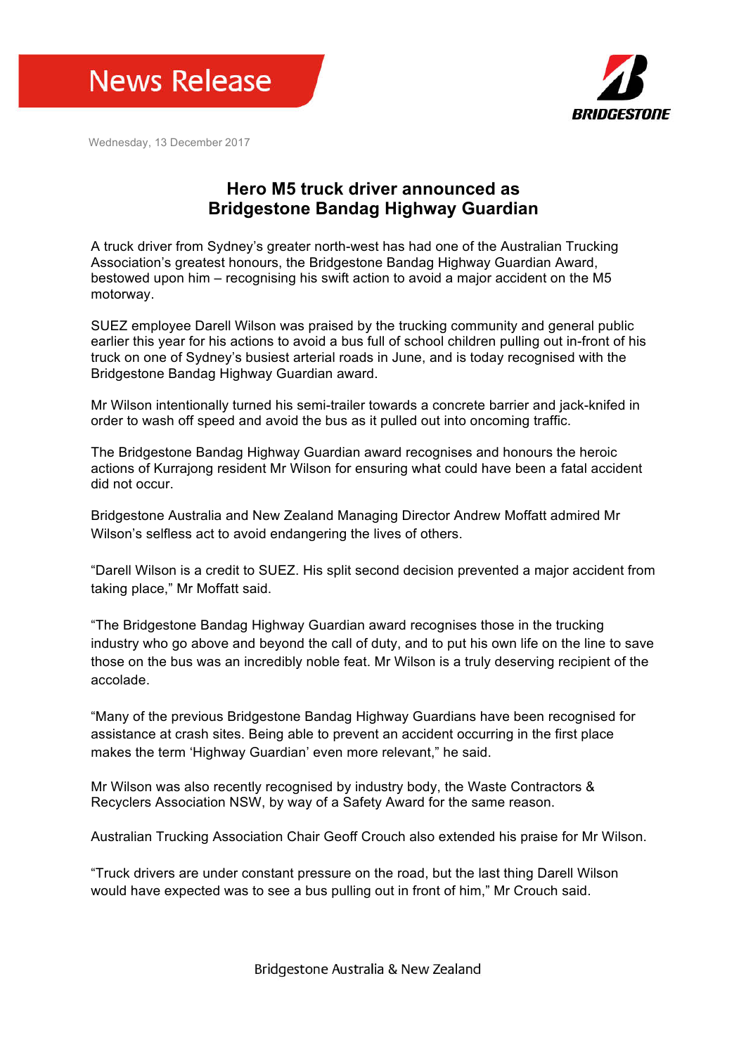News Release

BRIDGESTONE

Wednesday, 13 December 2017

# Hero M5 truck driver announced as Bridgestone Bandag Highway Guardian

A truck driver from Sydney's greater north-west has had one of the Australian Trucking Association's greatest honours, the Bridgestone Bandag Highway Guardian Award, bestowed upon him – recognising his swift action to avoid a major accident on the M5 motorway.

SUEZ employee Darell Wilson was praised by the trucking community and general public earlier this year for his actions to avoid a bus full of school children pulling out in-front of his truck on one of Sydney's busiest arterial roads in June, and is today recognised with the Bridgestone Bandag Highway Guardian award.

Mr Wilson intentionally turned his semi-trailer towards a concrete barrier and jack-knifed in order to wash off speed and avoid the bus as it pulled out into oncoming traffic.

The Bridgestone Bandag Highway Guardian award recognises and honours the heroic actions of Kurrajong resident Mr Wilson for ensuring what could have been a fatal accident did not occur.

Bridgestone Australia and New Zealand Managing Director Andrew Moffatt admired Mr Wilson's selfless act to avoid endangering the lives of others.

"Darell Wilson is a credit to SUEZ. His split second decision prevented a major accident from taking place," Mr Moffatt said.

"The Bridgestone Bandag Highway Guardian award recognises those in the trucking industry who go above and beyond the call of duty, and to put his own life on the line to save those on the bus was an incredibly noble feat. Mr Wilson is a truly deserving recipient of the accolade.

"Many of the previous Bridgestone Bandag Highway Guardians have been recognised for assistance at crash sites. Being able to prevent an accident occurring in the first place makes the term 'Highway Guardian' even more relevant," he said.

Mr Wilson was also recently recognised by industry body, the Waste Contractors & Recyclers Association NSW, by way of a Safety Award for the same reason.

Australian Trucking Association Chair Geoff Crouch also extended his praise for Mr Wilson.

"Truck drivers are under constant pressure on the road, but the last thing Darell Wilson would have expected was to see a bus pulling out in front of him," Mr Crouch said.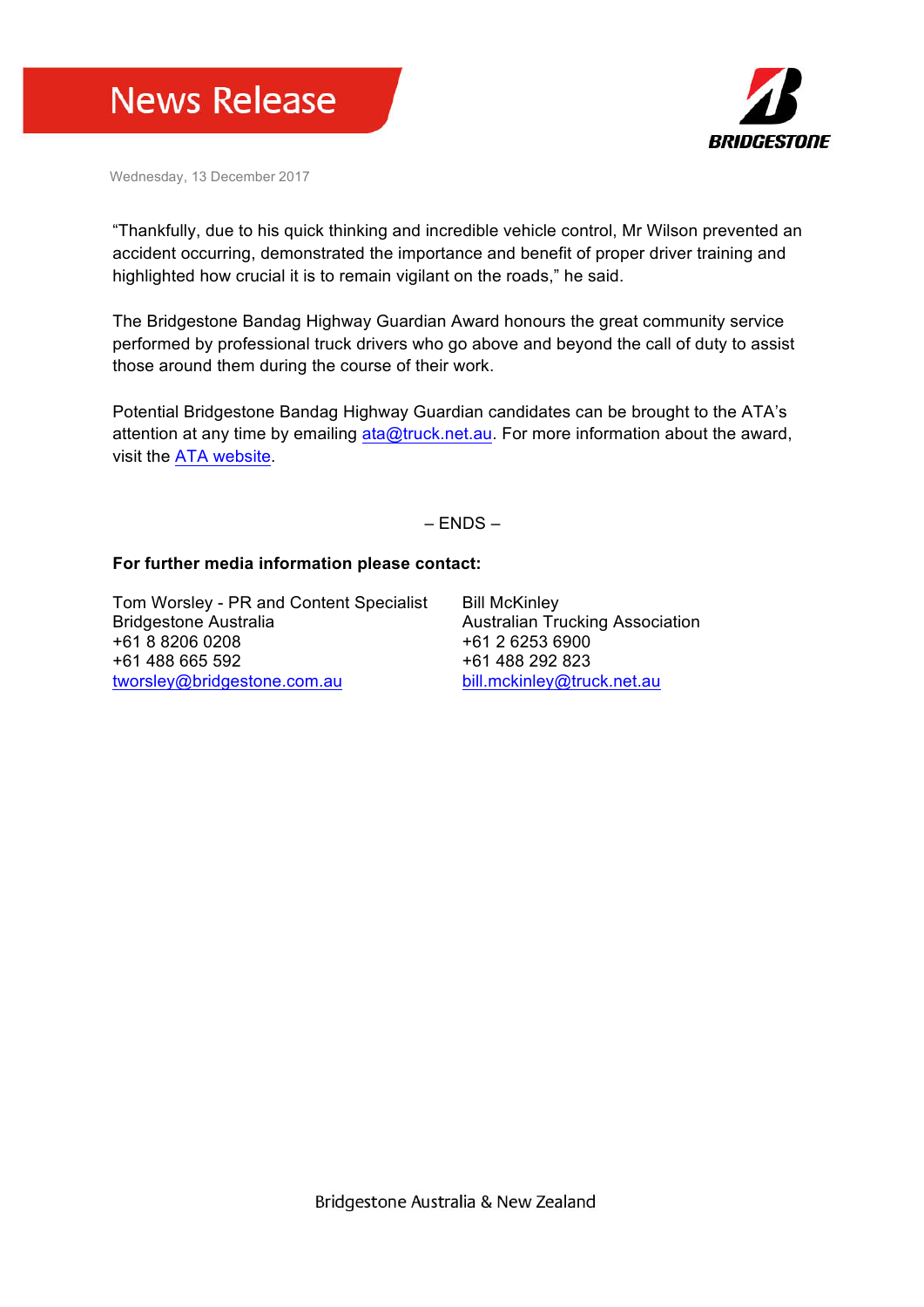# News Release

Wednesday, 13 December 2017

"Thankfully, due to his quick thinking and incredible vehicle control, Mr Wilson prevented an accident occurring, demonstrated the importance and benefit of proper driver training and highlighted how crucial it is to remain vigilant on the roads," he said.

The Bridgestone Bandag Highway Guardian Award honours the great community service performed by professional truck drivers who go above and beyond the call of duty to assist those around them during the course of their work.

Potential Bridgestone Bandag Highway Guardian candidates can be brought to the ATA's attention at any time by emailing ata@truck.net.au. For more information about the award, visit the ATA website.

– ENDS –

**For further media information please contact:**

Tom Worsley - PR and Content Specialist
Bridgestone Australia
+61 8 8206 0208
+61 488 665 592
tworsley@bridgestone.com.au

Bill McKinley
Australian Trucking Association
+61 2 6253 6900
+61 488 292 823
bill.mckinley@truck.net.au